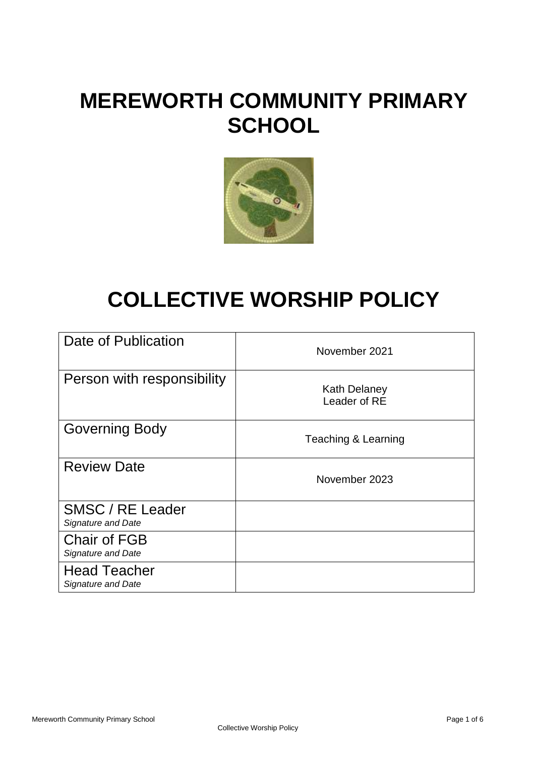# MEREWORTH COMMUNITY PRIMARY SCHOOL

# COLLECTIVE WORSHIP POLICY

| | |
|---|---|
| Date of Publication | November 2021 |
| Person with responsibility | Kath Delaney<br>Leader of RE |
| Governing Body | Teaching & Learning |
| Review Date | November 2023 |
| SMSC / RE Leader<br>*Signature and Date* | |
| Chair of FGB<br>*Signature and Date* | |
| Head Teacher<br>*Signature and Date* | |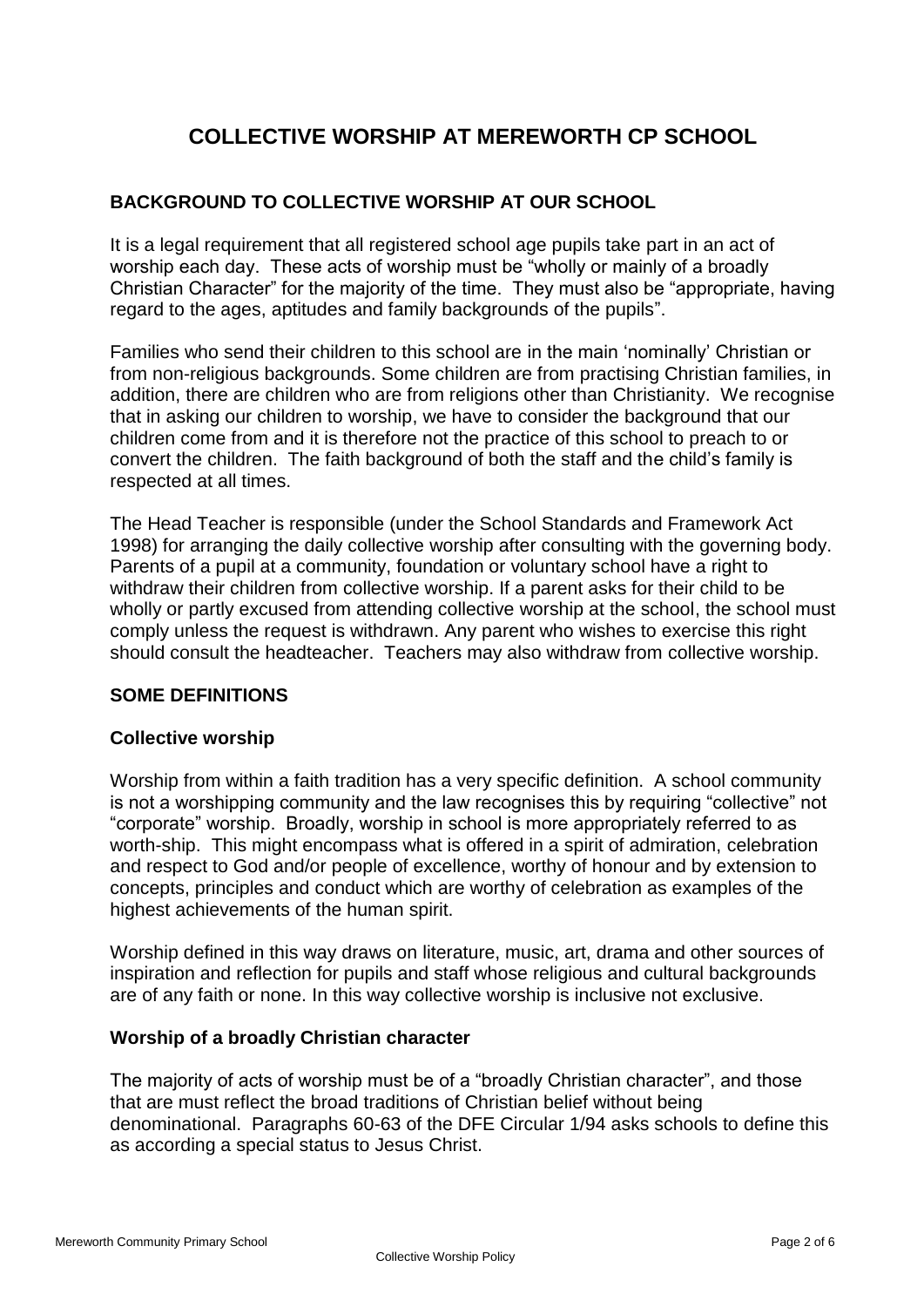# COLLECTIVE WORSHIP AT MEREWORTH CP SCHOOL

## BACKGROUND TO COLLECTIVE WORSHIP AT OUR SCHOOL

It is a legal requirement that all registered school age pupils take part in an act of worship each day. These acts of worship must be "wholly or mainly of a broadly Christian Character" for the majority of the time. They must also be "appropriate, having regard to the ages, aptitudes and family backgrounds of the pupils".

Families who send their children to this school are in the main 'nominally' Christian or from non-religious backgrounds. Some children are from practising Christian families, in addition, there are children who are from religions other than Christianity. We recognise that in asking our children to worship, we have to consider the background that our children come from and it is therefore not the practice of this school to preach to or convert the children. The faith background of both the staff and the child's family is respected at all times.

The Head Teacher is responsible (under the School Standards and Framework Act 1998) for arranging the daily collective worship after consulting with the governing body. Parents of a pupil at a community, foundation or voluntary school have a right to withdraw their children from collective worship. If a parent asks for their child to be wholly or partly excused from attending collective worship at the school, the school must comply unless the request is withdrawn. Any parent who wishes to exercise this right should consult the headteacher. Teachers may also withdraw from collective worship.

## SOME DEFINITIONS

### Collective worship

Worship from within a faith tradition has a very specific definition. A school community is not a worshipping community and the law recognises this by requiring "collective" not "corporate" worship. Broadly, worship in school is more appropriately referred to as worth-ship. This might encompass what is offered in a spirit of admiration, celebration and respect to God and/or people of excellence, worthy of honour and by extension to concepts, principles and conduct which are worthy of celebration as examples of the highest achievements of the human spirit.

Worship defined in this way draws on literature, music, art, drama and other sources of inspiration and reflection for pupils and staff whose religious and cultural backgrounds are of any faith or none. In this way collective worship is inclusive not exclusive.

### Worship of a broadly Christian character

The majority of acts of worship must be of a "broadly Christian character", and those that are must reflect the broad traditions of Christian belief without being denominational. Paragraphs 60-63 of the DFE Circular 1/94 asks schools to define this as according a special status to Jesus Christ.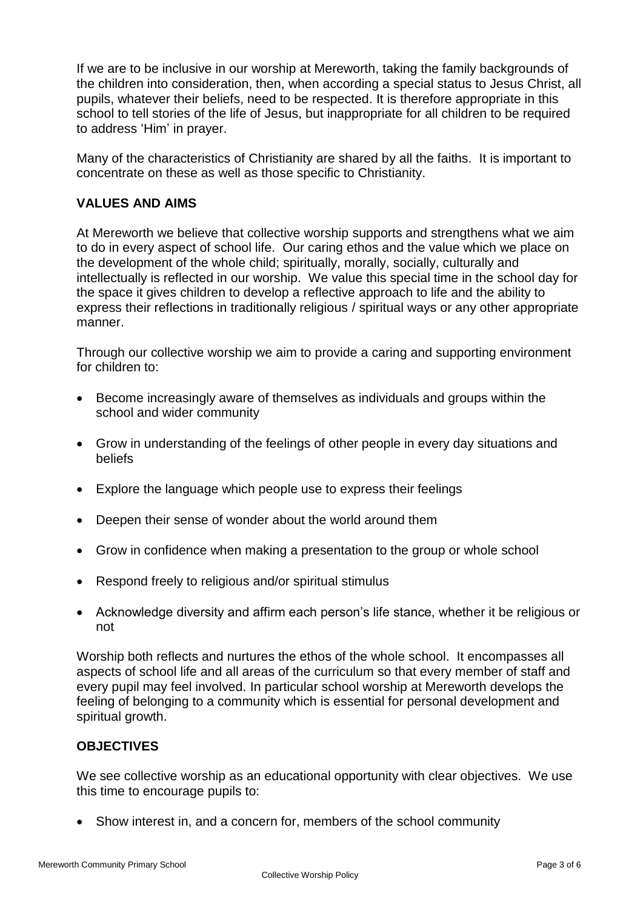If we are to be inclusive in our worship at Mereworth, taking the family backgrounds of the children into consideration, then, when according a special status to Jesus Christ, all pupils, whatever their beliefs, need to be respected. It is therefore appropriate in this school to tell stories of the life of Jesus, but inappropriate for all children to be required to address 'Him' in prayer.

Many of the characteristics of Christianity are shared by all the faiths. It is important to concentrate on these as well as those specific to Christianity.

## VALUES AND AIMS

At Mereworth we believe that collective worship supports and strengthens what we aim to do in every aspect of school life. Our caring ethos and the value which we place on the development of the whole child; spiritually, morally, socially, culturally and intellectually is reflected in our worship. We value this special time in the school day for the space it gives children to develop a reflective approach to life and the ability to express their reflections in traditionally religious / spiritual ways or any other appropriate manner.

Through our collective worship we aim to provide a caring and supporting environment for children to:

- Become increasingly aware of themselves as individuals and groups within the school and wider community
- Grow in understanding of the feelings of other people in every day situations and beliefs
- Explore the language which people use to express their feelings
- Deepen their sense of wonder about the world around them
- Grow in confidence when making a presentation to the group or whole school
- Respond freely to religious and/or spiritual stimulus
- Acknowledge diversity and affirm each person's life stance, whether it be religious or not

Worship both reflects and nurtures the ethos of the whole school. It encompasses all aspects of school life and all areas of the curriculum so that every member of staff and every pupil may feel involved. In particular school worship at Mereworth develops the feeling of belonging to a community which is essential for personal development and spiritual growth.

## OBJECTIVES

We see collective worship as an educational opportunity with clear objectives. We use this time to encourage pupils to:

- Show interest in, and a concern for, members of the school community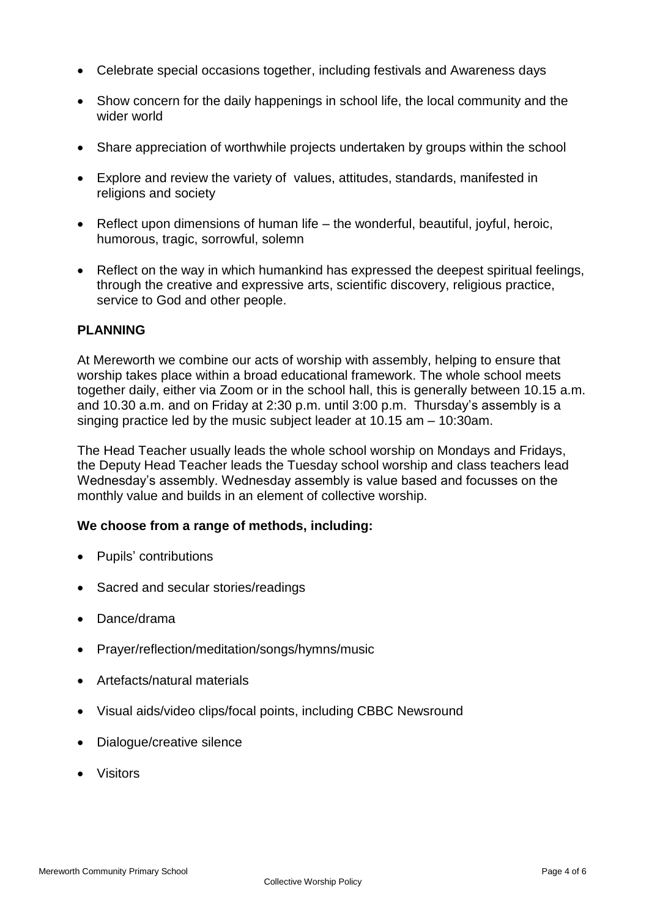- Celebrate special occasions together, including festivals and Awareness days
- Show concern for the daily happenings in school life, the local community and the wider world
- Share appreciation of worthwhile projects undertaken by groups within the school
- Explore and review the variety of values, attitudes, standards, manifested in religions and society
- Reflect upon dimensions of human life – the wonderful, beautiful, joyful, heroic, humorous, tragic, sorrowful, solemn
- Reflect on the way in which humankind has expressed the deepest spiritual feelings, through the creative and expressive arts, scientific discovery, religious practice, service to God and other people.

**PLANNING**

At Mereworth we combine our acts of worship with assembly, helping to ensure that worship takes place within a broad educational framework. The whole school meets together daily, either via Zoom or in the school hall, this is generally between 10.15 a.m. and 10.30 a.m. and on Friday at 2:30 p.m. until 3:00 p.m. Thursday's assembly is a singing practice led by the music subject leader at 10.15 am – 10:30am.

The Head Teacher usually leads the whole school worship on Mondays and Fridays, the Deputy Head Teacher leads the Tuesday school worship and class teachers lead Wednesday's assembly. Wednesday assembly is value based and focusses on the monthly value and builds in an element of collective worship.

**We choose from a range of methods, including:**

- Pupils' contributions
- Sacred and secular stories/readings
- Dance/drama
- Prayer/reflection/meditation/songs/hymns/music
- Artefacts/natural materials
- Visual aids/video clips/focal points, including CBBC Newsround
- Dialogue/creative silence
- Visitors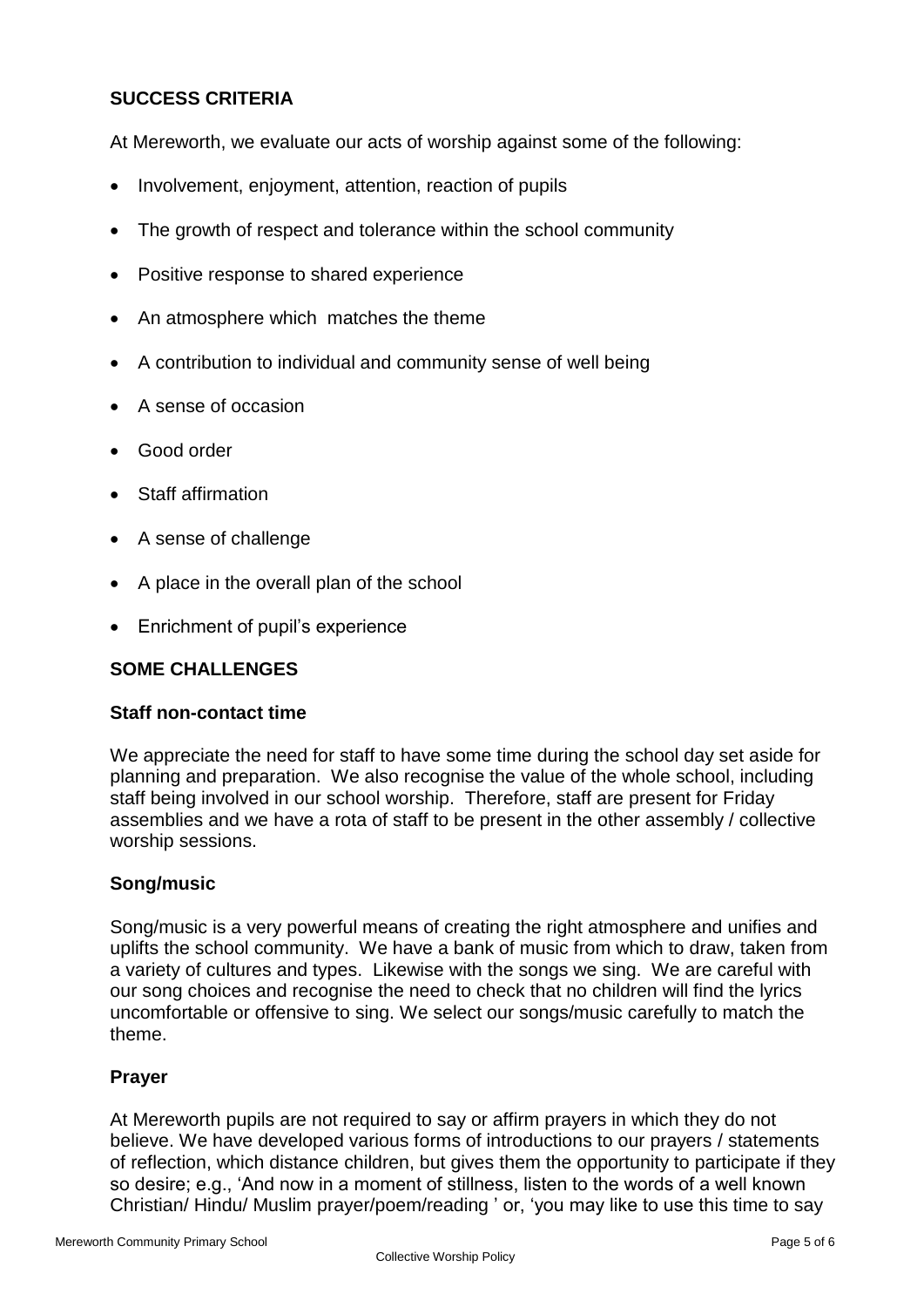## SUCCESS CRITERIA

At Mereworth, we evaluate our acts of worship against some of the following:

- Involvement, enjoyment, attention, reaction of pupils
- The growth of respect and tolerance within the school community
- Positive response to shared experience
- An atmosphere which matches the theme
- A contribution to individual and community sense of well being
- A sense of occasion
- Good order
- Staff affirmation
- A sense of challenge
- A place in the overall plan of the school
- Enrichment of pupil's experience

## SOME CHALLENGES

### Staff non-contact time

We appreciate the need for staff to have some time during the school day set aside for planning and preparation. We also recognise the value of the whole school, including staff being involved in our school worship. Therefore, staff are present for Friday assemblies and we have a rota of staff to be present in the other assembly / collective worship sessions.

### Song/music

Song/music is a very powerful means of creating the right atmosphere and unifies and uplifts the school community. We have a bank of music from which to draw, taken from a variety of cultures and types. Likewise with the songs we sing. We are careful with our song choices and recognise the need to check that no children will find the lyrics uncomfortable or offensive to sing. We select our songs/music carefully to match the theme.

### Prayer

At Mereworth pupils are not required to say or affirm prayers in which they do not believe. We have developed various forms of introductions to our prayers / statements of reflection, which distance children, but gives them the opportunity to participate if they so desire; e.g., 'And now in a moment of stillness, listen to the words of a well known Christian/ Hindu/ Muslim prayer/poem/reading ' or, 'you may like to use this time to say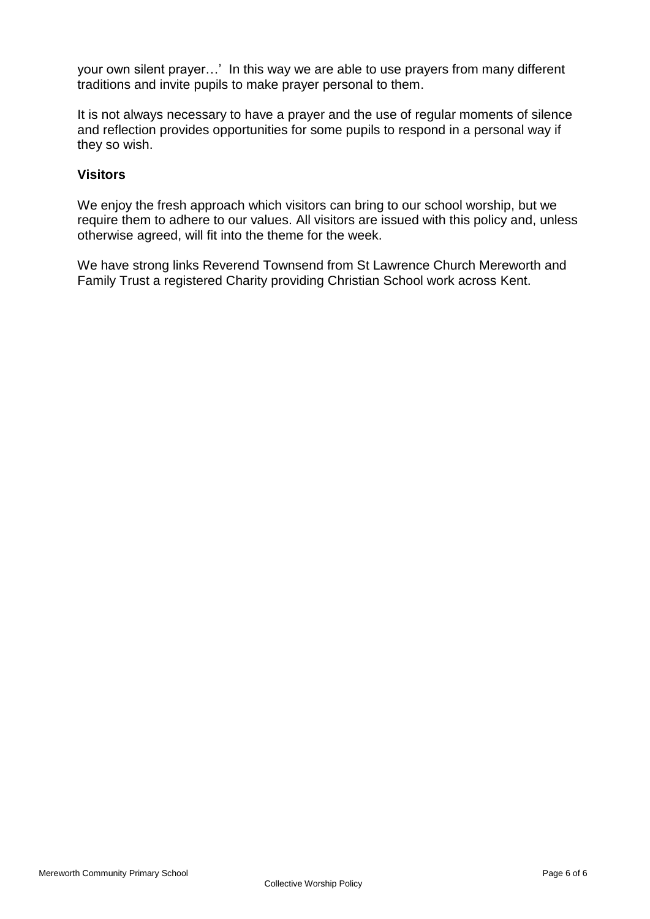your own silent prayer…' In this way we are able to use prayers from many different traditions and invite pupils to make prayer personal to them.

It is not always necessary to have a prayer and the use of regular moments of silence and reflection provides opportunities for some pupils to respond in a personal way if they so wish.

### Visitors

We enjoy the fresh approach which visitors can bring to our school worship, but we require them to adhere to our values. All visitors are issued with this policy and, unless otherwise agreed, will fit into the theme for the week.

We have strong links Reverend Townsend from St Lawrence Church Mereworth and Family Trust a registered Charity providing Christian School work across Kent.